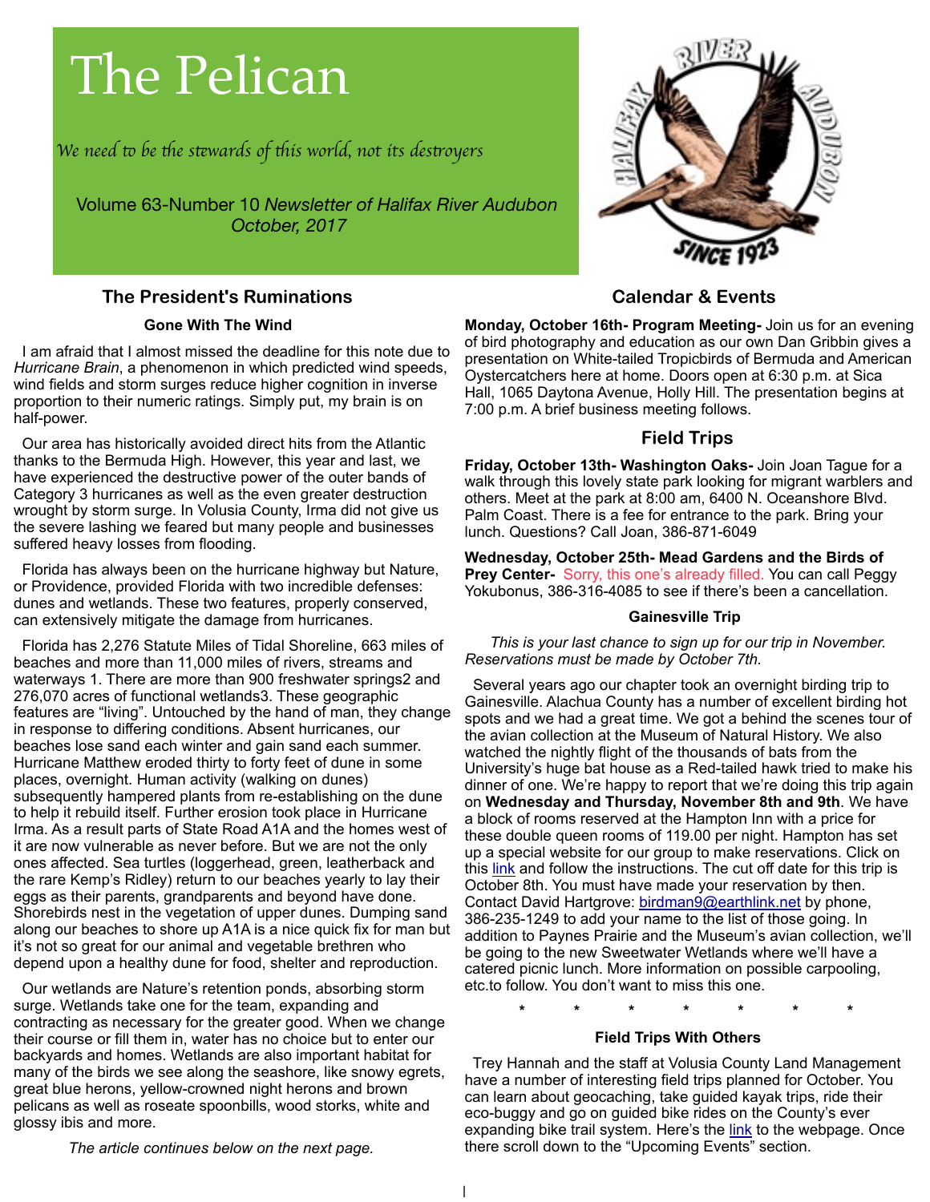# The Pelican

*We need to be the stewards of this world, not its destroyers*

Volume 63-Number 10 *Newsletter of Halifax River Audubon*
*October, 2017*

## The President's Ruminations

### Gone With The Wind

I am afraid that I almost missed the deadline for this note due to *Hurricane Brain*, a phenomenon in which predicted wind speeds, wind fields and storm surges reduce higher cognition in inverse proportion to their numeric ratings. Simply put, my brain is on half-power.

Our area has historically avoided direct hits from the Atlantic thanks to the Bermuda High. However, this year and last, we have experienced the destructive power of the outer bands of Category 3 hurricanes as well as the even greater destruction wrought by storm surge. In Volusia County, Irma did not give us the severe lashing we feared but many people and businesses suffered heavy losses from flooding.

Florida has always been on the hurricane highway but Nature, or Providence, provided Florida with two incredible defenses: dunes and wetlands. These two features, properly conserved, can extensively mitigate the damage from hurricanes.

Florida has 2,276 Statute Miles of Tidal Shoreline, 663 miles of beaches and more than 11,000 miles of rivers, streams and waterways 1. There are more than 900 freshwater springs2 and 276,070 acres of functional wetlands3. These geographic features are "living". Untouched by the hand of man, they change in response to differing conditions. Absent hurricanes, our beaches lose sand each winter and gain sand each summer. Hurricane Matthew eroded thirty to forty feet of dune in some places, overnight. Human activity (walking on dunes) subsequently hampered plants from re-establishing on the dune to help it rebuild itself. Further erosion took place in Hurricane Irma. As a result parts of State Road A1A and the homes west of it are now vulnerable as never before. But we are not the only ones affected. Sea turtles (loggerhead, green, leatherback and the rare Kemp's Ridley) return to our beaches yearly to lay their eggs as their parents, grandparents and beyond have done. Shorebirds nest in the vegetation of upper dunes. Dumping sand along our beaches to shore up A1A is a nice quick fix for man but it's not so great for our animal and vegetable brethren who depend upon a healthy dune for food, shelter and reproduction.

Our wetlands are Nature's retention ponds, absorbing storm surge. Wetlands take one for the team, expanding and contracting as necessary for the greater good. When we change their course or fill them in, water has no choice but to enter our backyards and homes. Wetlands are also important habitat for many of the birds we see along the seashore, like snowy egrets, great blue herons, yellow-crowned night herons and brown pelicans as well as roseate spoonbills, wood storks, white and glossy ibis and more.

*The article continues below on the next page.*

## Calendar & Events

**Monday, October 16th- Program Meeting-** Join us for an evening of bird photography and education as our own Dan Gribbin gives a presentation on White-tailed Tropicbirds of Bermuda and American Oystercatchers here at home. Doors open at 6:30 p.m. at Sica Hall, 1065 Daytona Avenue, Holly Hill. The presentation begins at 7:00 p.m. A brief business meeting follows.

## Field Trips

**Friday, October 13th- Washington Oaks-** Join Joan Tague for a walk through this lovely state park looking for migrant warblers and others. Meet at the park at 8:00 am, 6400 N. Oceanshore Blvd. Palm Coast. There is a fee for entrance to the park. Bring your lunch. Questions? Call Joan, 386-871-6049

**Wednesday, October 25th- Mead Gardens and the Birds of Prey Center-** Sorry, this one's already filled. You can call Peggy Yokubonus, 386-316-4085 to see if there's been a cancellation.

### Gainesville Trip

*This is your last chance to sign up for our trip in November. Reservations must be made by October 7th.*

Several years ago our chapter took an overnight birding trip to Gainesville. Alachua County has a number of excellent birding hot spots and we had a great time. We got a behind the scenes tour of the avian collection at the Museum of Natural History. We also watched the nightly flight of the thousands of bats from the University's huge bat house as a Red-tailed hawk tried to make his dinner of one. We're happy to report that we're doing this trip again on **Wednesday and Thursday, November 8th and 9th**. We have a block of rooms reserved at the Hampton Inn with a price for these double queen rooms of 119.00 per night. Hampton has set up a special website for our group to make reservations. Click on this link and follow the instructions. The cut off date for this trip is October 8th. You must have made your reservation by then. Contact David Hartgrove: birdman9@earthlink.net by phone, 386-235-1249 to add your name to the list of those going. In addition to Paynes Prairie and the Museum's avian collection, we'll be going to the new Sweetwater Wetlands where we'll have a catered picnic lunch. More information on possible carpooling, etc.to follow. You don't want to miss this one.

\* \* \* \* \* \* \*

### Field Trips With Others

Trey Hannah and the staff at Volusia County Land Management have a number of interesting field trips planned for October. You can learn about geocaching, take guided kayak trips, ride their eco-buggy and go on guided bike rides on the County's ever expanding bike trail system. Here's the link to the webpage. Once there scroll down to the "Upcoming Events" section.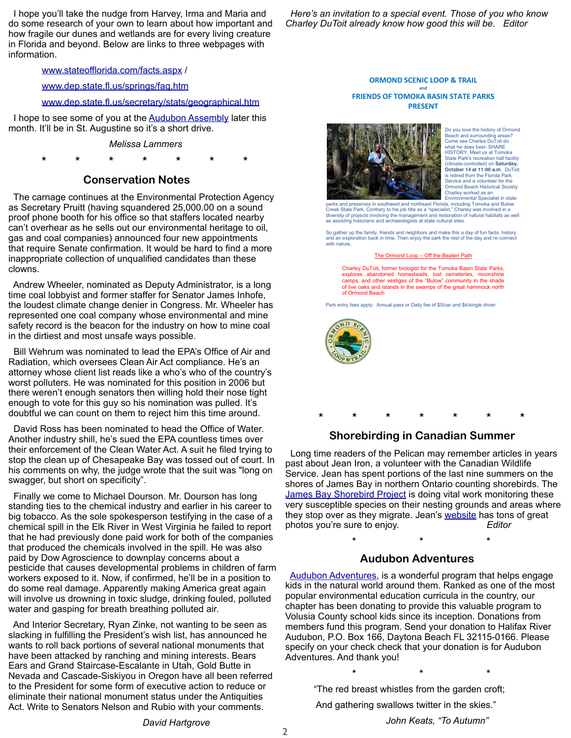I hope you'll take the nudge from Harvey, Irma and Maria and do some research of your own to learn about how important and how fragile our dunes and wetlands are for every living creature in Florida and beyond. Below are links to three webpages with information.

www.stateofflorida.com/facts.aspx /

www.dep.state.fl.us/springs/faq.htm

www.dep.state.fl.us/secretary/stats/geographical.htm

I hope to see some of you at the Audubon Assembly later this month. It'll be in St. Augustine so it's a short drive.

*Melissa Lammers*

\* \* \* \* \* \* \*

## Conservation Notes

The carnage continues at the Environmental Protection Agency as Secretary Pruitt (having squandered 25,000.00 on a sound proof phone booth for his office so that staffers located nearby can't overhear as he sells out our environmental heritage to oil, gas and coal companies) announced four new appointments that require Senate confirmation. It would be hard to find a more inappropriate collection of unqualified candidates than these clowns.

Andrew Wheeler, nominated as Deputy Administrator, is a long time coal lobbyist and former staffer for Senator James Inhofe, the loudest climate change denier in Congress. Mr. Wheeler has represented one coal company whose environmental and mine safety record is the beacon for the industry on how to mine coal in the dirtiest and most unsafe ways possible.

Bill Wehrum was nominated to lead the EPA's Office of Air and Radiation, which oversees Clean Air Act compliance. He's an attorney whose client list reads like a who's who of the country's worst polluters. He was nominated for this position in 2006 but there weren't enough senators then willing hold their nose tight enough to vote for this guy so his nomination was pulled. It's doubtful we can count on them to reject him this time around.

David Ross has been nominated to head the Office of Water. Another industry shill, he's sued the EPA countless times over their enforcement of the Clean Water Act. A suit he filed trying to stop the clean up of Chesapeake Bay was tossed out of court. In his comments on why, the judge wrote that the suit was "long on swagger, but short on specificity".

Finally we come to Michael Dourson. Mr. Dourson has long standing ties to the chemical industry and earlier in his career to big tobacco. As the sole spokesperson testifying in the case of a chemical spill in the Elk River in West Virginia he failed to report that he had previously done paid work for both of the companies that produced the chemicals involved in the spill. He was also paid by Dow Agroscience to downplay concerns about a pesticide that causes developmental problems in children of farm workers exposed to it. Now, if confirmed, he'll be in a position to do some real damage. Apparently making America great again will involve us drowning in toxic sludge, drinking fouled, polluted water and gasping for breath breathing polluted air.

And Interior Secretary, Ryan Zinke, not wanting to be seen as slacking in fulfilling the President's wish list, has announced he wants to roll back portions of several national monuments that have been attacked by ranching and mining interests. Bears Ears and Grand Staircase-Escalante in Utah, Gold Butte in Nevada and Cascade-Siskiyou in Oregon have all been referred to the President for some form of executive action to reduce or eliminate their national monument status under the Antiquities Act. Write to Senators Nelson and Rubio with your comments.

*David Hartgrove*

*Here's an invitation to a special event. Those of you who know Charley DuToit already know how good this will be. Editor*

**ORMOND SCENIC LOOP & TRAIL**
**and**
**FRIENDS OF TOMOKA BASIN STATE PARKS**
**PRESENT**

Do you love the history of Ormond Beach and surrounding areas? Come see Charles DuToit do what he does best- SHARE HISTORY. Meet us at Tomoka State Park's recreation hall facility (climate-controlled) on **Saturday, October 14 at 11:00 a.m.** DuToit is retired from the Florida Park Service and a volunteer for the Ormond Beach Historical Society. Charley worked as an Environmental Specialist in state parks and preserves in southwest and northeast Florida, including Tomoka and Bulow Creek State Park. Contrary to his job title as a "specialist," Charley was involved in a diversity of projects involving the management and restoration of natural habitats as well as assisting historians and archaeologists at state cultural sites.

So gather up the family, friends and neighbors and make this a day of fun facts, history and an exploration back in time. Then enjoy the park the rest of the day and re-connect with nature.

The Ormond Loop – Off the Beaten Path

Charley DuToit, former biologist for the Tomoka Basin State Parks, explores abandoned homesteads, lost cemeteries, moonshine camps, and other vestiges of the "Bulow" community in the shade of live oaks and islands in the swamps of the great hammock north of Ormond Beach

Park entry fees apply: Annual pass or Daily fee of $5/car and $4/single driver

\* \* \* \* \* \* \*

## Shorebirding in Canadian Summer

Long time readers of the Pelican may remember articles in years past about Jean Iron, a volunteer with the Canadian Wildlife Service. Jean has spent portions of the last nine summers on the shores of James Bay in northern Ontario counting shorebirds. The James Bay Shorebird Project is doing vital work monitoring these very susceptible species on their nesting grounds and areas where they stop over as they migrate. Jean's website has tons of great photos you're sure to enjoy. *Editor*

\* \* \*

## Audubon Adventures

Audubon Adventures, is a wonderful program that helps engage kids in the natural world around them. Ranked as one of the most popular environmental education curricula in the country, our chapter has been donating to provide this valuable program to Volusia County school kids since its inception. Donations from members fund this program. Send your donation to Halifax River Audubon, P.O. Box 166, Daytona Beach FL 32115-0166. Please specify on your check check that your donation is for Audubon Adventures. And thank you!

\* \* \*

"The red breast whistles from the garden croft;
And gathering swallows twitter in the skies."

*John Keats, "To Autumn"*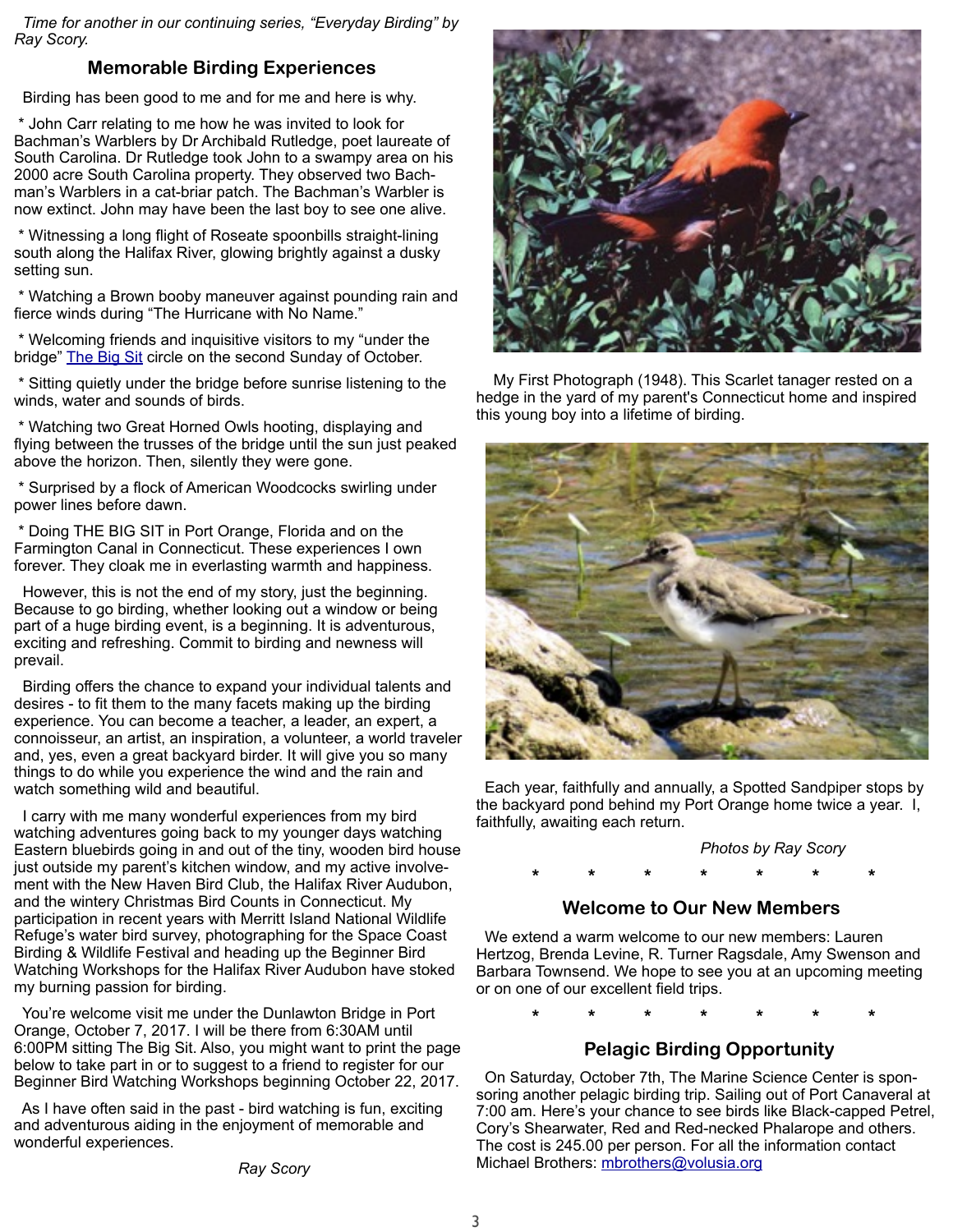*Time for another in our continuing series, "Everyday Birding" by Ray Scory.*

## Memorable Birding Experiences

Birding has been good to me and for me and here is why.

* John Carr relating to me how he was invited to look for Bachman's Warblers by Dr Archibald Rutledge, poet laureate of South Carolina. Dr Rutledge took John to a swampy area on his 2000 acre South Carolina property. They observed two Bachman's Warblers in a cat-briar patch. The Bachman's Warbler is now extinct. John may have been the last boy to see one alive.

* Witnessing a long flight of Roseate spoonbills straight-lining south along the Halifax River, glowing brightly against a dusky setting sun.

* Watching a Brown booby maneuver against pounding rain and fierce winds during "The Hurricane with No Name."

* Welcoming friends and inquisitive visitors to my "under the bridge" The Big Sit circle on the second Sunday of October.

* Sitting quietly under the bridge before sunrise listening to the winds, water and sounds of birds.

* Watching two Great Horned Owls hooting, displaying and flying between the trusses of the bridge until the sun just peaked above the horizon. Then, silently they were gone.

* Surprised by a flock of American Woodcocks swirling under power lines before dawn.

* Doing THE BIG SIT in Port Orange, Florida and on the Farmington Canal in Connecticut. These experiences I own forever. They cloak me in everlasting warmth and happiness.

However, this is not the end of my story, just the beginning. Because to go birding, whether looking out a window or being part of a huge birding event, is a beginning. It is adventurous, exciting and refreshing. Commit to birding and newness will prevail.

Birding offers the chance to expand your individual talents and desires - to fit them to the many facets making up the birding experience. You can become a teacher, a leader, an expert, a connoisseur, an artist, an inspiration, a volunteer, a world traveler and, yes, even a great backyard birder. It will give you so many things to do while you experience the wind and the rain and watch something wild and beautiful.

I carry with me many wonderful experiences from my bird watching adventures going back to my younger days watching Eastern bluebirds going in and out of the tiny, wooden bird house just outside my parent's kitchen window, and my active involvement with the New Haven Bird Club, the Halifax River Audubon, and the wintery Christmas Bird Counts in Connecticut. My participation in recent years with Merritt Island National Wildlife Refuge's water bird survey, photographing for the Space Coast Birding & Wildlife Festival and heading up the Beginner Bird Watching Workshops for the Halifax River Audubon have stoked my burning passion for birding.

You're welcome visit me under the Dunlawton Bridge in Port Orange, October 7, 2017. I will be there from 6:30AM until 6:00PM sitting The Big Sit. Also, you might want to print the page below to take part in or to suggest to a friend to register for our Beginner Bird Watching Workshops beginning October 22, 2017.

As I have often said in the past - bird watching is fun, exciting and adventurous aiding in the enjoyment of memorable and wonderful experiences.

*Ray Scory*

My First Photograph (1948). This Scarlet tanager rested on a hedge in the yard of my parent's Connecticut home and inspired this young boy into a lifetime of birding.

Each year, faithfully and annually, a Spotted Sandpiper stops by the backyard pond behind my Port Orange home twice a year. I, faithfully, awaiting each return.

*Photos by Ray Scory*

\* \* \* \* \* \* \*

## Welcome to Our New Members

We extend a warm welcome to our new members: Lauren Hertzog, Brenda Levine, R. Turner Ragsdale, Amy Swenson and Barbara Townsend. We hope to see you at an upcoming meeting or on one of our excellent field trips.

\* \* \* \* \* \* \*

## Pelagic Birding Opportunity

On Saturday, October 7th, The Marine Science Center is sponsoring another pelagic birding trip. Sailing out of Port Canaveral at 7:00 am. Here's your chance to see birds like Black-capped Petrel, Cory's Shearwater, Red and Red-necked Phalarope and others. The cost is 245.00 per person. For all the information contact Michael Brothers: mbrothers@volusia.org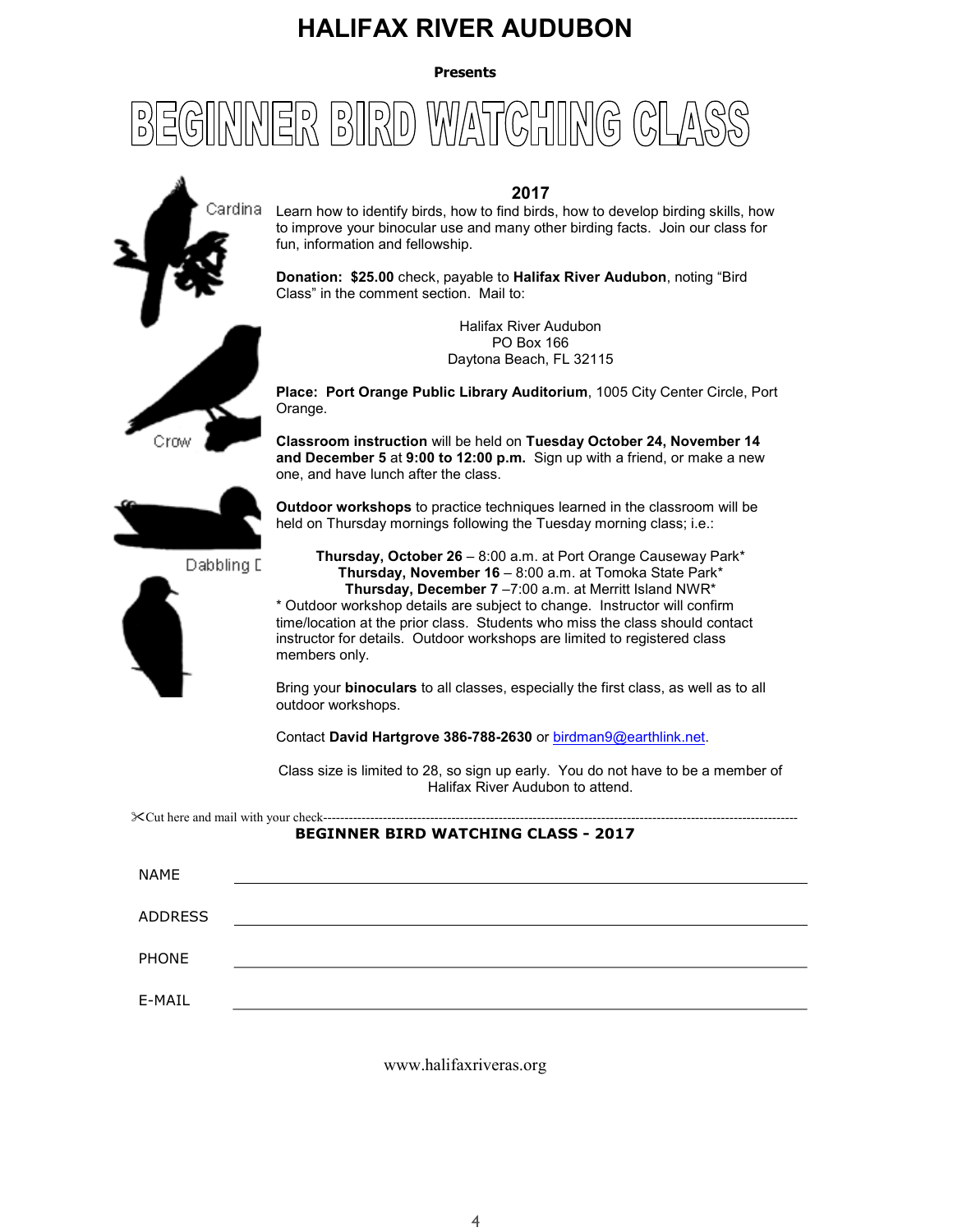# HALIFAX RIVER AUDUBON

**Presents**

# BEGINNER BIRD WATCHING CLASS

Cardina

Crow

Dabbling D

## 2017

Learn how to identify birds, how to find birds, how to develop birding skills, how to improve your binocular use and many other birding facts. Join our class for fun, information and fellowship.

**Donation: $25.00** check, payable to **Halifax River Audubon**, noting "Bird Class" in the comment section. Mail to:

Halifax River Audubon
PO Box 166
Daytona Beach, FL 32115

**Place: Port Orange Public Library Auditorium**, 1005 City Center Circle, Port Orange.

**Classroom instruction** will be held on **Tuesday October 24, November 14 and December 5** at **9:00 to 12:00 p.m.** Sign up with a friend, or make a new one, and have lunch after the class.

**Outdoor workshops** to practice techniques learned in the classroom will be held on Thursday mornings following the Tuesday morning class; i.e.:

**Thursday, October 26** – 8:00 a.m. at Port Orange Causeway Park*
**Thursday, November 16** – 8:00 a.m. at Tomoka State Park*
**Thursday, December 7** –7:00 a.m. at Merritt Island NWR*

* Outdoor workshop details are subject to change. Instructor will confirm time/location at the prior class. Students who miss the class should contact instructor for details. Outdoor workshops are limited to registered class members only.

Bring your **binoculars** to all classes, especially the first class, as well as to all outdoor workshops.

Contact **David Hartgrove 386-788-2630** or birdman9@earthlink.net.

Class size is limited to 28, so sign up early. You do not have to be a member of Halifax River Audubon to attend.

✂Cut here and mail with your check-----------------------------------------------------------------------------------------------------------

**BEGINNER BIRD WATCHING CLASS - 2017**

NAME ______________________________________________

ADDRESS ______________________________________________

PHONE ______________________________________________

E-MAIL ______________________________________________

www.halifaxriveras.org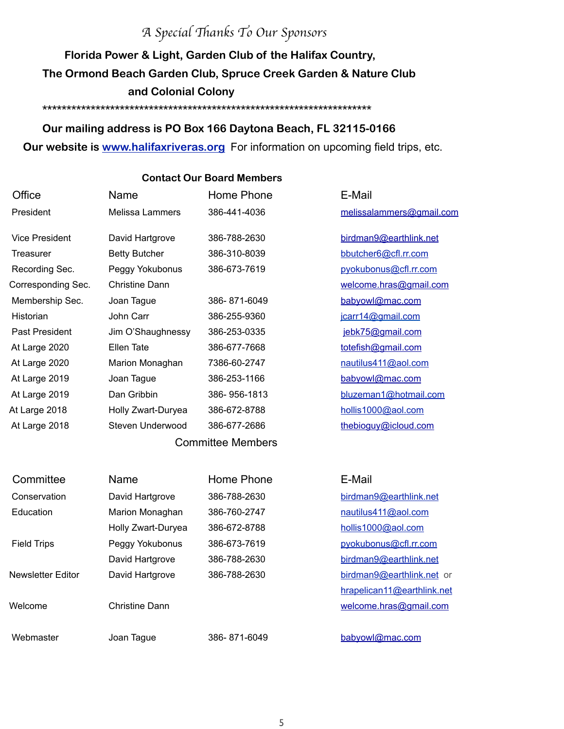*A Special Thanks To Our Sponsors*

**Florida Power & Light, Garden Club of the Halifax Country, The Ormond Beach Garden Club, Spruce Creek Garden & Nature Club and Colonial Colony**

**********************************************************************

**Our mailing address is PO Box 166 Daytona Beach, FL 32115-0166**

**Our website is [www.halifaxriveras.org](http://www.halifaxriveras.org)** For information on upcoming field trips, etc.

**Contact Our Board Members**

| Office | Name | Home Phone | E-Mail |
|---|---|---|---|
| President | Melissa Lammers | 386-441-4036 | melissalammers@gmail.com |
| Vice President | David Hartgrove | 386-788-2630 | birdman9@earthlink.net |
| Treasurer | Betty Butcher | 386-310-8039 | bbutcher6@cfl.rr.com |
| Recording Sec. | Peggy Yokubonus | 386-673-7619 | pyokubonus@cfl.rr.com |
| Corresponding Sec. | Christine Dann | | welcome.hras@gmail.com |
| Membership Sec. | Joan Tague | 386- 871-6049 | babyowl@mac.com |
| Historian | John Carr | 386-255-9360 | jcarr14@gmail.com |
| Past President | Jim O'Shaughnessy | 386-253-0335 | jebk75@gmail.com |
| At Large 2020 | Ellen Tate | 386-677-7668 | totefish@gmail.com |
| At Large 2020 | Marion Monaghan | 7386-60-2747 | nautilus411@aol.com |
| At Large 2019 | Joan Tague | 386-253-1166 | babyowl@mac.com |
| At Large 2019 | Dan Gribbin | 386- 956-1813 | bluzeman1@hotmail.com |
| At Large 2018 | Holly Zwart-Duryea | 386-672-8788 | hollis1000@aol.com |
| At Large 2018 | Steven Underwood | 386-677-2686 | thebioguy@icloud.com |

Committee Members

| Committee | Name | Home Phone | E-Mail |
|---|---|---|---|
| Conservation | David Hartgrove | 386-788-2630 | birdman9@earthlink.net |
| Education | Marion Monaghan | 386-760-2747 | nautilus411@aol.com |
| | Holly Zwart-Duryea | 386-672-8788 | hollis1000@aol.com |
| Field Trips | Peggy Yokubonus | 386-673-7619 | pyokubonus@cfl.rr.com |
| | David Hartgrove | 386-788-2630 | birdman9@earthlink.net |
| Newsletter Editor | David Hartgrove | 386-788-2630 | birdman9@earthlink.net or hrapelican11@earthlink.net |
| Welcome | Christine Dann | | welcome.hras@gmail.com |
| Webmaster | Joan Tague | 386- 871-6049 | babyowl@mac.com |